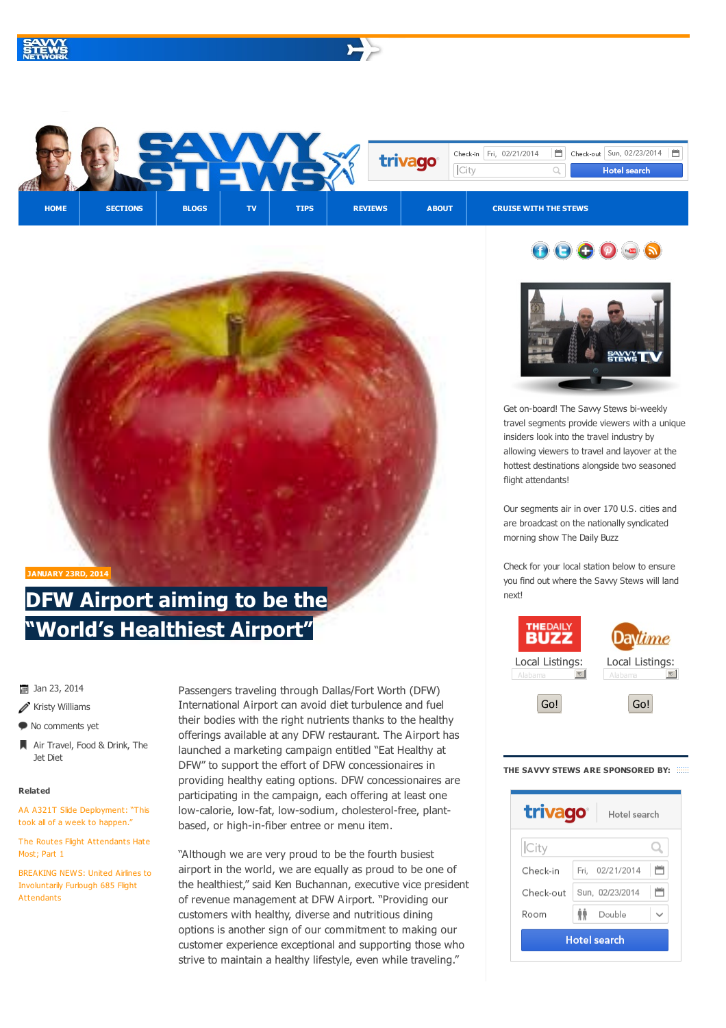HOME | SECTIONS | BLOGS | TV | TIPS | REVIEWS | ABOUT | CRUISE WITH THE STEWS

JANUARY 23RD, 2014

# DFW Airport aiming to be the "World's Healthiest Airport"

Jan 23, 2014

Kristy Williams

No comments yet

Air Travel, Food & Drink, The Jet Diet

**Related**

AA A321T Slide Deployment: "This took all of a week to happen."

The Routes Flight Attendants Hate Most; Part 1

BREAKING NEWS: United Airlines to Involuntarily Furlough 685 Flight Attendants

Passengers traveling through Dallas/Fort Worth (DFW) International Airport can avoid diet turbulence and fuel their bodies with the right nutrients thanks to the healthy offerings available at any DFW restaurant. The Airport has launched a marketing campaign entitled "Eat Healthy at DFW" to support the effort of DFW concessionaires in providing healthy eating options. DFW concessionaires are participating in the campaign, each offering at least one low-calorie, low-fat, low-sodium, cholesterol-free, plant-based, or high-in-fiber entree or menu item.

"Although we are very proud to be the fourth busiest airport in the world, we are equally as proud to be one of the healthiest," said Ken Buchannan, executive vice president of revenue management at DFW Airport. "Providing our customers with healthy, diverse and nutritious dining options is another sign of our commitment to making our customer experience exceptional and supporting those who strive to maintain a healthy lifestyle, even while traveling."

Get on-board! The Savvy Stews bi-weekly travel segments provide viewers with a unique insiders look into the travel industry by allowing viewers to travel and layover at the hottest destinations alongside two seasoned flight attendants!

Our segments air in over 170 U.S. cities and are broadcast on the nationally syndicated morning show The Daily Buzz

Check for your local station below to ensure you find out where the Savvy Stews will land next!

Local Listings: Alabama Go!

Local Listings: Alabama Go!

THE SAVVY STEWS ARE SPONSORED BY:

trivago Hotel search

City

Check-in Fri, 02/21/2014

Check-out Sun, 02/23/2014

Room Double

Hotel search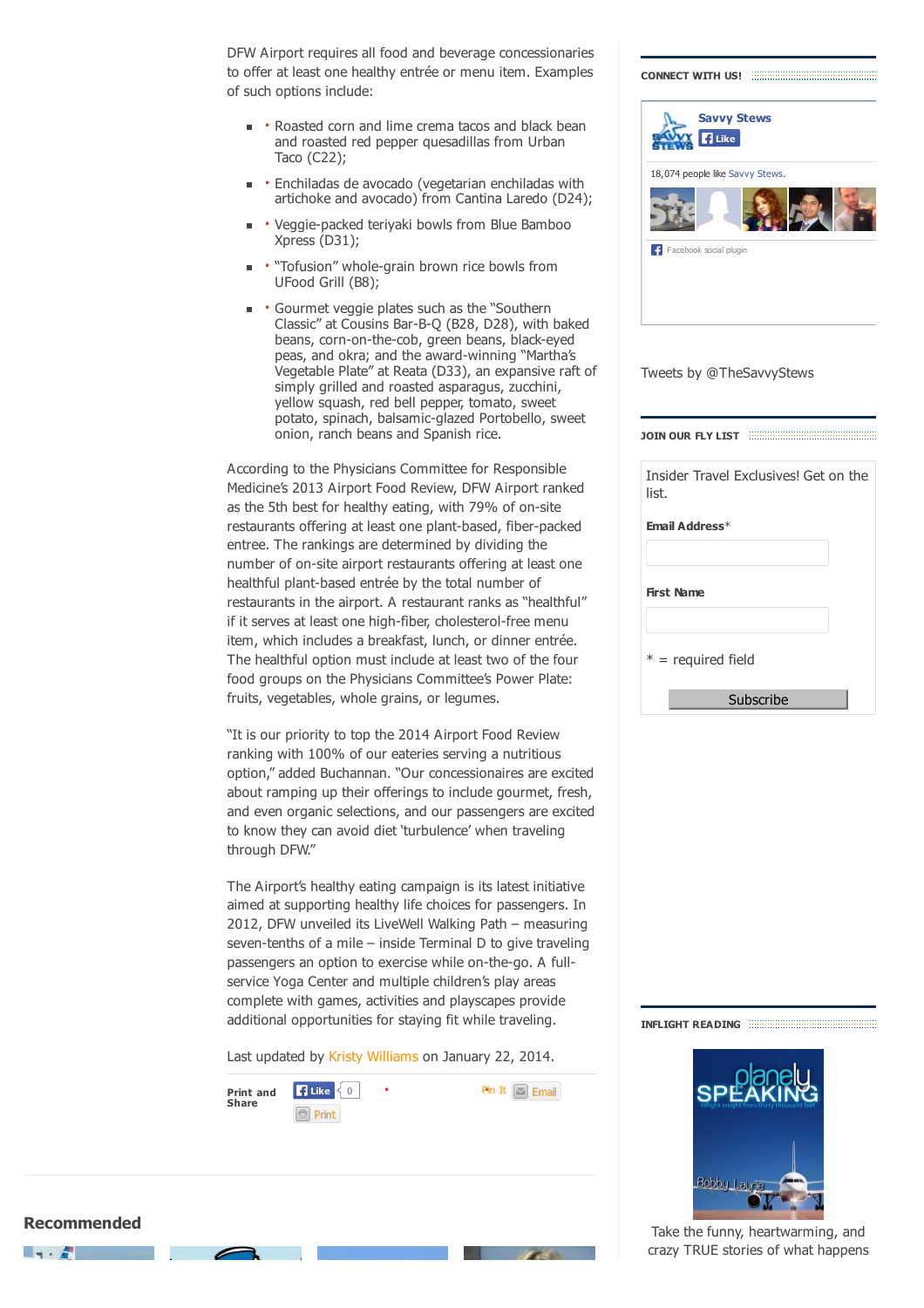DFW Airport requires all food and beverage concessionaries to offer at least one healthy entrée or menu item. Examples of such options include:

- Roasted corn and lime crema tacos and black bean and roasted red pepper quesadillas from Urban Taco (C22);
- Enchiladas de avocado (vegetarian enchiladas with artichoke and avocado) from Cantina Laredo (D24);
- Veggie-packed teriyaki bowls from Blue Bamboo Xpress (D31);
- "Tofusion" whole-grain brown rice bowls from UFood Grill (B8);
- Gourmet veggie plates such as the "Southern Classic" at Cousins Bar-B-Q (B28, D28), with baked beans, corn-on-the-cob, green beans, black-eyed peas, and okra; and the award-winning "Martha's Vegetable Plate" at Reata (D33), an expansive raft of simply grilled and roasted asparagus, zucchini, yellow squash, red bell pepper, tomato, sweet potato, spinach, balsamic-glazed Portobello, sweet onion, ranch beans and Spanish rice.

According to the Physicians Committee for Responsible Medicine's 2013 Airport Food Review, DFW Airport ranked as the 5th best for healthy eating, with 79% of on-site restaurants offering at least one plant-based, fiber-packed entree. The rankings are determined by dividing the number of on-site airport restaurants offering at least one healthful plant-based entrée by the total number of restaurants in the airport. A restaurant ranks as "healthful" if it serves at least one high-fiber, cholesterol-free menu item, which includes a breakfast, lunch, or dinner entrée. The healthful option must include at least two of the four food groups on the Physicians Committee's Power Plate: fruits, vegetables, whole grains, or legumes.

"It is our priority to top the 2014 Airport Food Review ranking with 100% of our eateries serving a nutritious option," added Buchannan. "Our concessionaires are excited about ramping up their offerings to include gourmet, fresh, and even organic selections, and our passengers are excited to know they can avoid diet 'turbulence' when traveling through DFW."

The Airport's healthy eating campaign is its latest initiative aimed at supporting healthy life choices for passengers. In 2012, DFW unveiled its LiveWell Walking Path – measuring seven-tenths of a mile – inside Terminal D to give traveling passengers an option to exercise while on-the-go. A full-service Yoga Center and multiple children's play areas complete with games, activities and playscapes provide additional opportunities for staying fit while traveling.

Last updated by Kristy Williams on January 22, 2014.

Print and Share

## Recommended

CONNECT WITH US!

Savvy Stews

18,074 people like Savvy Stews.

Facebook social plugin

Tweets by @TheSavvyStews

JOIN OUR FLY LIST

Insider Travel Exclusives! Get on the list.

**Email Address***

**First Name**

* = required field

Subscribe

INFLIGHT READING

Take the funny, heartwarming, and crazy TRUE stories of what happens